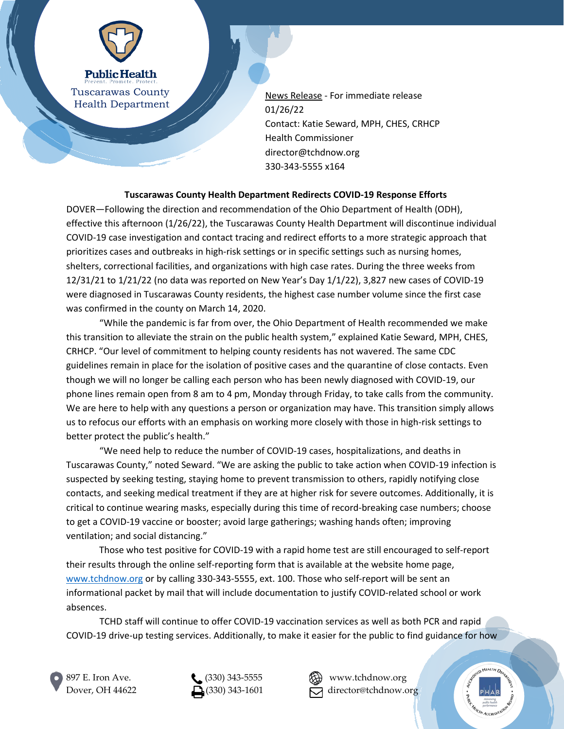Public Health
Prevent. Promote. Protect.
Tuscarawas County Health Department

News Release - For immediate release
01/26/22
Contact: Katie Seward, MPH, CHES, CRHCP
Health Commissioner
director@tchdnow.org
330-343-5555 x164

**Tuscarawas County Health Department Redirects COVID-19 Response Efforts**

DOVER—Following the direction and recommendation of the Ohio Department of Health (ODH), effective this afternoon (1/26/22), the Tuscarawas County Health Department will discontinue individual COVID-19 case investigation and contact tracing and redirect efforts to a more strategic approach that prioritizes cases and outbreaks in high-risk settings or in specific settings such as nursing homes, shelters, correctional facilities, and organizations with high case rates. During the three weeks from 12/31/21 to 1/21/22 (no data was reported on New Year's Day 1/1/22), 3,827 new cases of COVID-19 were diagnosed in Tuscarawas County residents, the highest case number volume since the first case was confirmed in the county on March 14, 2020.

"While the pandemic is far from over, the Ohio Department of Health recommended we make this transition to alleviate the strain on the public health system," explained Katie Seward, MPH, CHES, CRHCP. "Our level of commitment to helping county residents has not wavered. The same CDC guidelines remain in place for the isolation of positive cases and the quarantine of close contacts. Even though we will no longer be calling each person who has been newly diagnosed with COVID-19, our phone lines remain open from 8 am to 4 pm, Monday through Friday, to take calls from the community. We are here to help with any questions a person or organization may have. This transition simply allows us to refocus our efforts with an emphasis on working more closely with those in high-risk settings to better protect the public's health."

"We need help to reduce the number of COVID-19 cases, hospitalizations, and deaths in Tuscarawas County," noted Seward. "We are asking the public to take action when COVID-19 infection is suspected by seeking testing, staying home to prevent transmission to others, rapidly notifying close contacts, and seeking medical treatment if they are at higher risk for severe outcomes. Additionally, it is critical to continue wearing masks, especially during this time of record-breaking case numbers; choose to get a COVID-19 vaccine or booster; avoid large gatherings; washing hands often; improving ventilation; and social distancing."

Those who test positive for COVID-19 with a rapid home test are still encouraged to self-report their results through the online self-reporting form that is available at the website home page, www.tchdnow.org or by calling 330-343-5555, ext. 100. Those who self-report will be sent an informational packet by mail that will include documentation to justify COVID-related school or work absences.

TCHD staff will continue to offer COVID-19 vaccination services as well as both PCR and rapid COVID-19 drive-up testing services. Additionally, to make it easier for the public to find guidance for how

897 E. Iron Ave.
Dover, OH 44622

(330) 343-5555
(330) 343-1601

www.tchdnow.org
director@tchdnow.org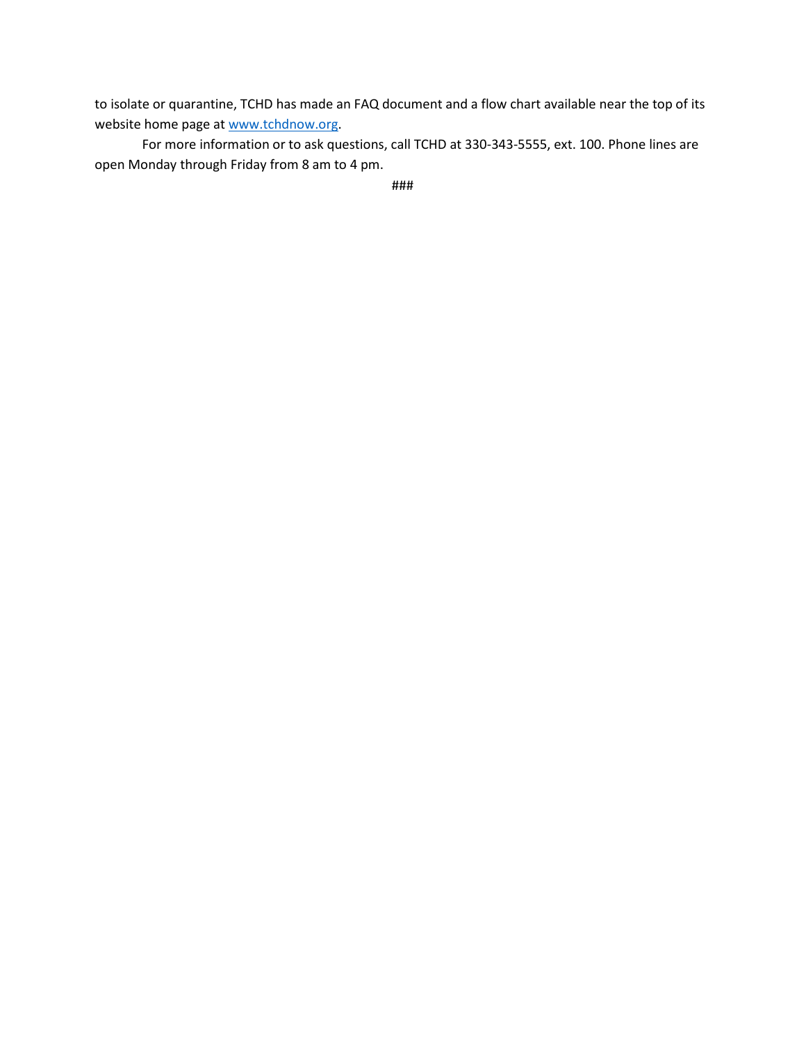to isolate or quarantine, TCHD has made an FAQ document and a flow chart available near the top of its website home page at [www.tchdnow.org](http://www.tchdnow.org).

For more information or to ask questions, call TCHD at 330-343-5555, ext. 100. Phone lines are open Monday through Friday from 8 am to 4 pm.

###